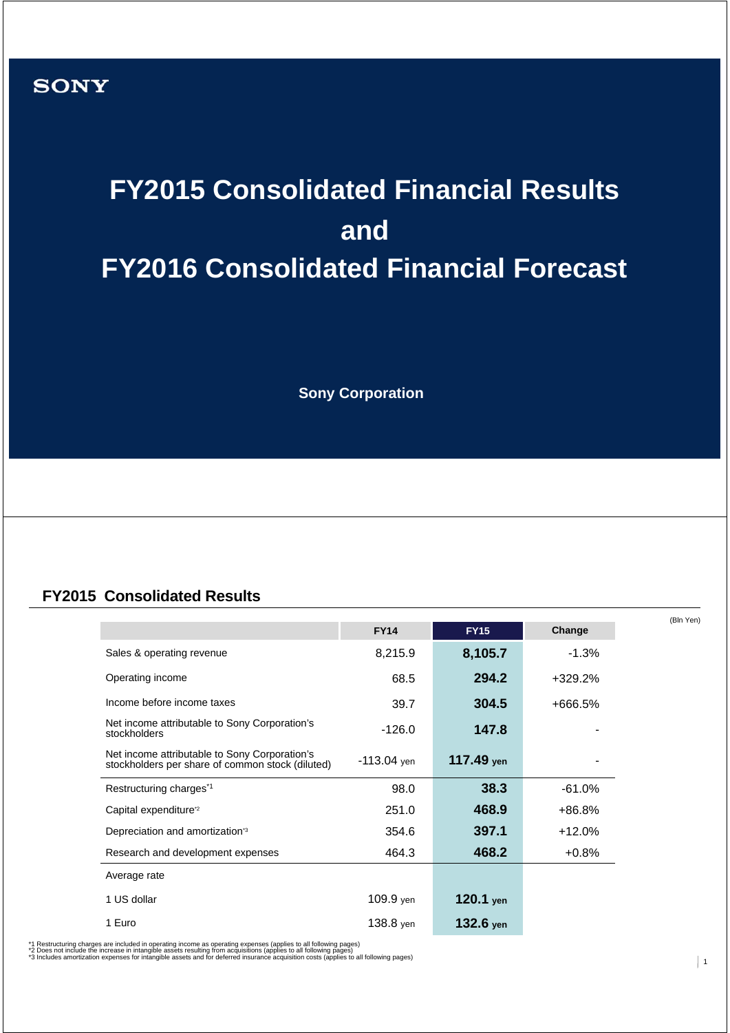SONY

# FY2015 Consolidated Financial Results and FY2016 Consolidated Financial Forecast

**Sony Corporation**

## FY2015 Consolidated Results

(Bln Yen)

| | FY14 | FY15 | Change |
|---|---|---|---|
| Sales & operating revenue | 8,215.9 | **8,105.7** | -1.3% |
| Operating income | 68.5 | **294.2** | +329.2% |
| Income before income taxes | 39.7 | **304.5** | +666.5% |
| Net income attributable to Sony Corporation's stockholders | -126.0 | **147.8** | - |
| Net income attributable to Sony Corporation's stockholders per share of common stock (diluted) | -113.04 yen | **117.49 yen** | - |
| Restructuring charges[*1] | 98.0 | **38.3** | -61.0% |
| Capital expenditure[*2] | 251.0 | **468.9** | +86.8% |
| Depreciation and amortization[*3] | 354.6 | **397.1** | +12.0% |
| Research and development expenses | 464.3 | **468.2** | +0.8% |
| Average rate | | | |
| 1 US dollar | 109.9 yen | **120.1 yen** | |
| 1 Euro | 138.8 yen | **132.6 yen** | |

*1 Restructuring charges are included in operating income as operating expenses (applies to all following pages)
*2 Does not include the increase in intangible assets resulting from acquisitions (applies to all following pages)
*3 Includes amortization expenses for intangible assets and for deferred insurance acquisition costs (applies to all following pages)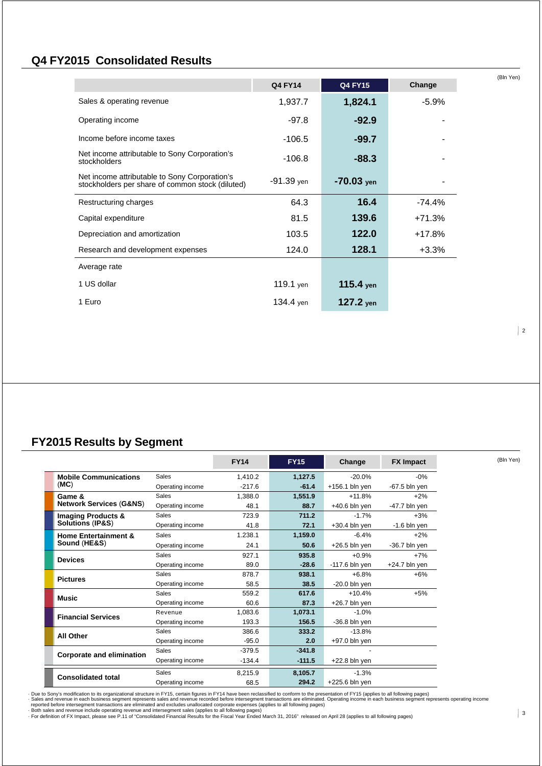## Q4 FY2015 Consolidated Results

(Bln Yen)

| | Q4 FY14 | Q4 FY15 | Change |
|---|---|---|---|
| Sales & operating revenue | 1,937.7 | **1,824.1** | -5.9% |
| Operating income | -97.8 | **-92.9** | - |
| Income before income taxes | -106.5 | **-99.7** | - |
| Net income attributable to Sony Corporation's stockholders | -106.8 | **-88.3** | - |
| Net income attributable to Sony Corporation's stockholders per share of common stock (diluted) | -91.39 yen | **-70.03 yen** | - |
| Restructuring charges | 64.3 | **16.4** | -74.4% |
| Capital expenditure | 81.5 | **139.6** | +71.3% |
| Depreciation and amortization | 103.5 | **122.0** | +17.8% |
| Research and development expenses | 124.0 | **128.1** | +3.3% |
| Average rate | | | |
| 1 US dollar | 119.1 yen | **115.4 yen** | |
| 1 Euro | 134.4 yen | **127.2 yen** | |

## FY2015 Results by Segment

(Bln Yen)

| | | FY14 | FY15 | Change | FX Impact |
|---|---|---|---|---|---|
| **Mobile Communications (MC)** | Sales | 1,410.2 | **1,127.5** | -20.0% | -0% |
| | Operating income | -217.6 | **-61.4** | +156.1 bln yen | -67.5 bln yen |
| **Game & Network Services (G&NS)** | Sales | 1,388.0 | **1,551.9** | +11.8% | +2% |
| | Operating income | 48.1 | **88.7** | +40.6 bln yen | -47.7 bln yen |
| **Imaging Products & Solutions (IP&S)** | Sales | 723.9 | **711.2** | -1.7% | +3% |
| | Operating income | 41.8 | **72.1** | +30.4 bln yen | -1.6 bln yen |
| **Home Entertainment & Sound (HE&S)** | Sales | 1.238.1 | **1,159.0** | -6.4% | +2% |
| | Operating income | 24.1 | **50.6** | +26.5 bln yen | -36.7 bln yen |
| **Devices** | Sales | 927.1 | **935.8** | +0.9% | +7% |
| | Operating income | 89.0 | **-28.6** | -117.6 bln yen | +24.7 bln yen |
| **Pictures** | Sales | 878.7 | **938.1** | +6.8% | +6% |
| | Operating income | 58.5 | **38.5** | -20.0 bln yen | |
| **Music** | Sales | 559.2 | **617.6** | +10.4% | +5% |
| | Operating income | 60.6 | **87.3** | +26.7 bln yen | |
| **Financial Services** | Revenue | 1,083.6 | **1,073.1** | -1.0% | |
| | Operating income | 193.3 | **156.5** | -36.8 bln yen | |
| **All Other** | Sales | 386.6 | **333.2** | -13.8% | |
| | Operating income | -95.0 | **2.0** | +97.0 bln yen | |
| **Corporate and elimination** | Sales | -379.5 | **-341.8** | - | |
| | Operating income | -134.4 | **-111.5** | +22.8 bln yen | |
| **Consolidated total** | Sales | 8,215.9 | **8,105.7** | -1.3% | |
| | Operating income | 68.5 | **294.2** | +225.6 bln yen | |

· Due to Sony's modification to its organizational structure in FY15, certain figures in FY14 have been reclassified to conform to the presentation of FY15 (applies to all following pages)
· Sales and revenue in each business segment represents sales and revenue recorded before intersegment transactions are eliminated. Operating income in each business segment represents operating income reported before intersegment transactions are eliminated and excludes unallocated corporate expenses (applies to all following pages)
· Both sales and revenue include operating revenue and intersegment sales (applies to all following pages)
· For definition of FX Impact, please see P.11 of "Consolidated Financial Results for the Fiscal Year Ended March 31, 2016" released on April 28 (applies to all following pages)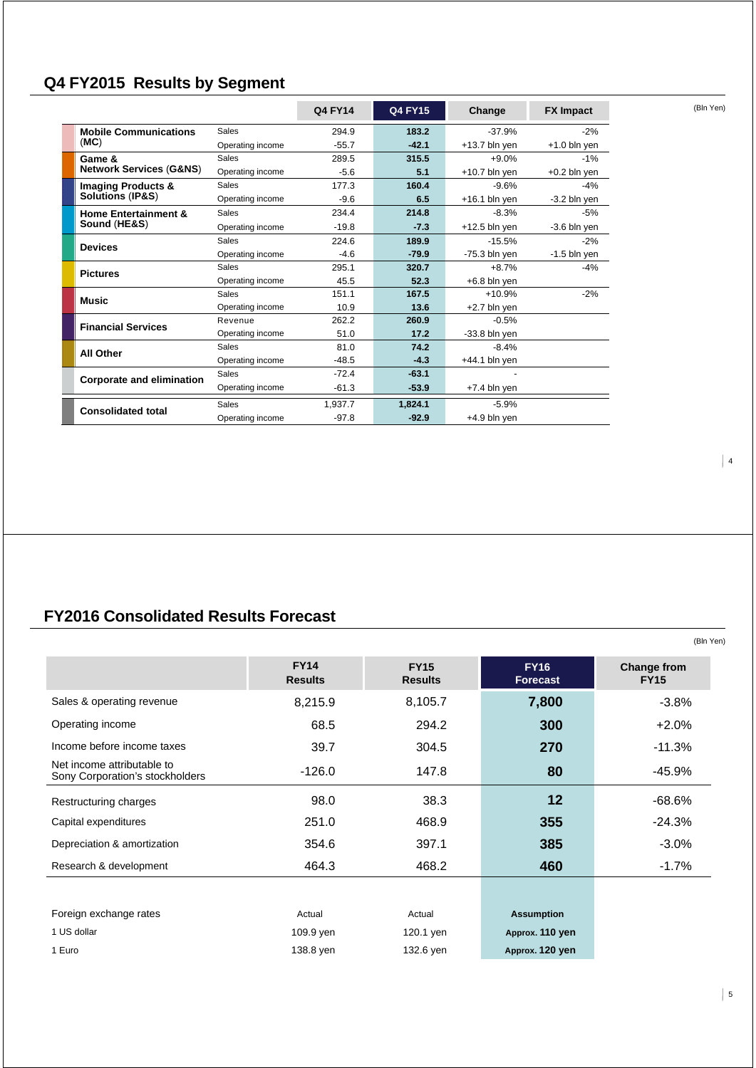## Q4 FY2015 Results by Segment

(Bln Yen)

| Segment | | Q4 FY14 | Q4 FY15 | Change | FX Impact |
|---|---|---|---|---|---|
| Mobile Communications (MC) | Sales | 294.9 | 183.2 | -37.9% | -2% |
| | Operating income | -55.7 | -42.1 | +13.7 bln yen | +1.0 bln yen |
| Game & Network Services (G&NS) | Sales | 289.5 | 315.5 | +9.0% | -1% |
| | Operating income | -5.6 | 5.1 | +10.7 bln yen | +0.2 bln yen |
| Imaging Products & Solutions (IP&S) | Sales | 177.3 | 160.4 | -9.6% | -4% |
| | Operating income | -9.6 | 6.5 | +16.1 bln yen | -3.2 bln yen |
| Home Entertainment & Sound (HE&S) | Sales | 234.4 | 214.8 | -8.3% | -5% |
| | Operating income | -19.8 | -7.3 | +12.5 bln yen | -3.6 bln yen |
| Devices | Sales | 224.6 | 189.9 | -15.5% | -2% |
| | Operating income | -4.6 | -79.9 | -75.3 bln yen | -1.5 bln yen |
| Pictures | Sales | 295.1 | 320.7 | +8.7% | -4% |
| | Operating income | 45.5 | 52.3 | +6.8 bln yen | |
| Music | Sales | 151.1 | 167.5 | +10.9% | -2% |
| | Operating income | 10.9 | 13.6 | +2.7 bln yen | |
| Financial Services | Revenue | 262.2 | 260.9 | -0.5% | |
| | Operating income | 51.0 | 17.2 | -33.8 bln yen | |
| All Other | Sales | 81.0 | 74.2 | -8.4% | |
| | Operating income | -48.5 | -4.3 | +44.1 bln yen | |
| Corporate and elimination | Sales | -72.4 | -63.1 | - | |
| | Operating income | -61.3 | -53.9 | +7.4 bln yen | |
| Consolidated total | Sales | 1,937.7 | 1,824.1 | -5.9% | |
| | Operating income | -97.8 | -92.9 | +4.9 bln yen | |

## FY2016 Consolidated Results Forecast

(Bln Yen)

| | FY14 Results | FY15 Results | FY16 Forecast | Change from FY15 |
|---|---|---|---|---|
| Sales & operating revenue | 8,215.9 | 8,105.7 | 7,800 | -3.8% |
| Operating income | 68.5 | 294.2 | 300 | +2.0% |
| Income before income taxes | 39.7 | 304.5 | 270 | -11.3% |
| Net income attributable to Sony Corporation's stockholders | -126.0 | 147.8 | 80 | -45.9% |
| Restructuring charges | 98.0 | 38.3 | 12 | -68.6% |
| Capital expenditures | 251.0 | 468.9 | 355 | -24.3% |
| Depreciation & amortization | 354.6 | 397.1 | 385 | -3.0% |
| Research & development | 464.3 | 468.2 | 460 | -1.7% |
| Foreign exchange rates | Actual | Actual | Assumption | |
| 1 US dollar | 109.9 yen | 120.1 yen | Approx. 110 yen | |
| 1 Euro | 138.8 yen | 132.6 yen | Approx. 120 yen | |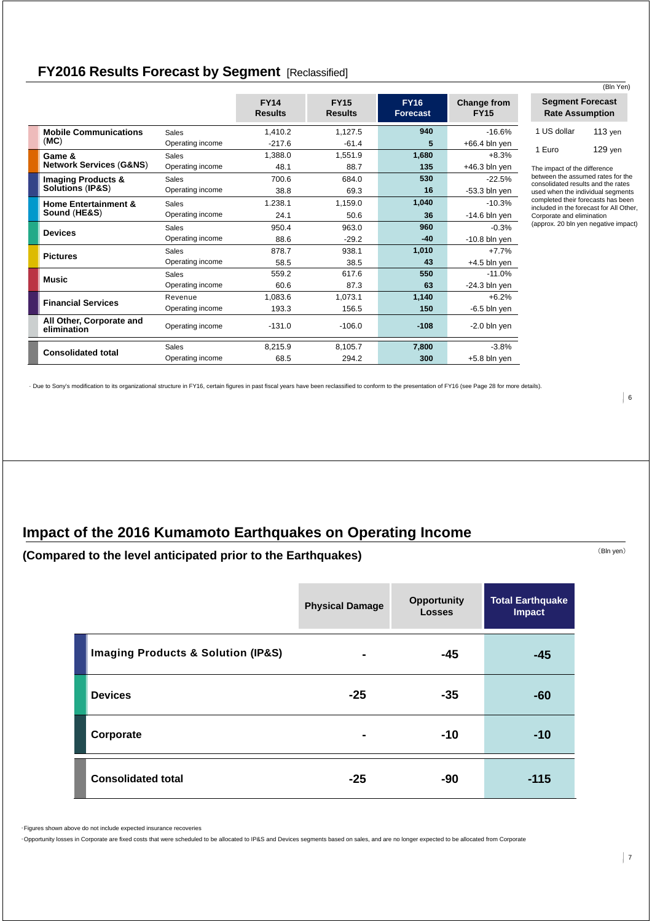## FY2016 Results Forecast by Segment [Reclassified]

(Bln Yen)

| | | FY14 Results | FY15 Results | FY16 Forecast | Change from FY15 |
|---|---|---|---|---|---|
| Mobile Communications (MC) | Sales | 1,410.2 | 1,127.5 | 940 | -16.6% |
| | Operating income | -217.6 | -61.4 | 5 | +66.4 bln yen |
| Game & Network Services (G&NS) | Sales | 1,388.0 | 1,551.9 | 1,680 | +8.3% |
| | Operating income | 48.1 | 88.7 | 135 | +46.3 bln yen |
| Imaging Products & Solutions (IP&S) | Sales | 700.6 | 684.0 | 530 | -22.5% |
| | Operating income | 38.8 | 69.3 | 16 | -53.3 bln yen |
| Home Entertainment & Sound (HE&S) | Sales | 1.238.1 | 1,159.0 | 1,040 | -10.3% |
| | Operating income | 24.1 | 50.6 | 36 | -14.6 bln yen |
| Devices | Sales | 950.4 | 963.0 | 960 | -0.3% |
| | Operating income | 88.6 | -29.2 | -40 | -10.8 bln yen |
| Pictures | Sales | 878.7 | 938.1 | 1,010 | +7.7% |
| | Operating income | 58.5 | 38.5 | 43 | +4.5 bln yen |
| Music | Sales | 559.2 | 617.6 | 550 | -11.0% |
| | Operating income | 60.6 | 87.3 | 63 | -24.3 bln yen |
| Financial Services | Revenue | 1,083.6 | 1,073.1 | 1,140 | +6.2% |
| | Operating income | 193.3 | 156.5 | 150 | -6.5 bln yen |
| All Other, Corporate and elimination | Operating income | -131.0 | -106.0 | -108 | -2.0 bln yen |
| Consolidated total | Sales | 8,215.9 | 8,105.7 | 7,800 | -3.8% |
| | Operating income | 68.5 | 294.2 | 300 | +5.8 bln yen |

| Segment Forecast Rate Assumption | |
|---|---|
| 1 US dollar | 113 yen |
| 1 Euro | 129 yen |

The impact of the difference between the assumed rates for the consolidated results and the rates used when the individual segments completed their forecasts has been included in the forecast for All Other, Corporate and elimination (approx. 20 bln yen negative impact)

· Due to Sony's modification to its organizational structure in FY16, certain figures in past fiscal years have been reclassified to conform to the presentation of FY16 (see Page 28 for more details).

## Impact of the 2016 Kumamoto Earthquakes on Operating Income

### (Compared to the level anticipated prior to the Earthquakes)

(Bln yen)

| | Physical Damage | Opportunity Losses | Total Earthquake Impact |
|---|---|---|---|
| Imaging Products & Solution (IP&S) | - | -45 | -45 |
| Devices | -25 | -35 | -60 |
| Corporate | - | -10 | -10 |
| Consolidated total | -25 | -90 | -115 |

· Figures shown above do not include expected insurance recoveries

· Opportunity losses in Corporate are fixed costs that were scheduled to be allocated to IP&S and Devices segments based on sales, and are no longer expected to be allocated from Corporate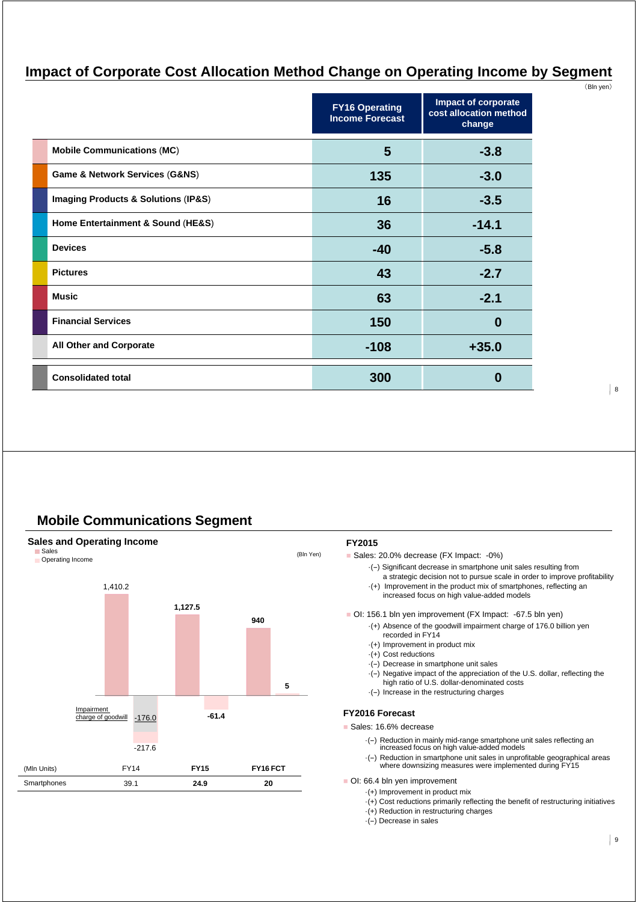## Impact of Corporate Cost Allocation Method Change on Operating Income by Segment

(Bln yen)

| | FY16 Operating Income Forecast | Impact of corporate cost allocation method change |
|---|---|---|
| Mobile Communications (MC) | 5 | -3.8 |
| Game & Network Services (G&NS) | 135 | -3.0 |
| Imaging Products & Solutions (IP&S) | 16 | -3.5 |
| Home Entertainment & Sound (HE&S) | 36 | -14.1 |
| Devices | -40 | -5.8 |
| Pictures | 43 | -2.7 |
| Music | 63 | -2.1 |
| Financial Services | 150 | 0 |
| All Other and Corporate | -108 | +35.0 |
| Consolidated total | 300 | 0 |

## Mobile Communications Segment

### Sales and Operating Income

Sales
Operating Income

(Bln Yen)

1,410.2
1,127.5
940
5
Impairment charge of goodwill
-176.0
-217.6
-61.4

| (Mln Units) | FY14 | FY15 | FY16 FCT |
|---|---|---|---|
| Smartphones | 39.1 | 24.9 | 20 |

### FY2015

- Sales: 20.0% decrease (FX Impact: -0%)
  - (–) Significant decrease in smartphone unit sales resulting from a strategic decision not to pursue scale in order to improve profitability
  - (+) Improvement in the product mix of smartphones, reflecting an increased focus on high value-added models
- OI: 156.1 bln yen improvement (FX Impact: -67.5 bln yen)
  - (+) Absence of the goodwill impairment charge of 176.0 billion yen recorded in FY14
  - (+) Improvement in product mix
  - (+) Cost reductions
  - (–) Decrease in smartphone unit sales
  - (–) Negative impact of the appreciation of the U.S. dollar, reflecting the high ratio of U.S. dollar-denominated costs
  - (–) Increase in the restructuring charges

### FY2016 Forecast

- Sales: 16.6% decrease
  - (–) Reduction in mainly mid-range smartphone unit sales reflecting an increased focus on high value-added models
  - (–) Reduction in smartphone unit sales in unprofitable geographical areas where downsizing measures were implemented during FY15
- OI: 66.4 bln yen improvement
  - (+) Improvement in product mix
  - (+) Cost reductions primarily reflecting the benefit of restructuring initiatives
  - (+) Reduction in restructuring charges
  - (–) Decrease in sales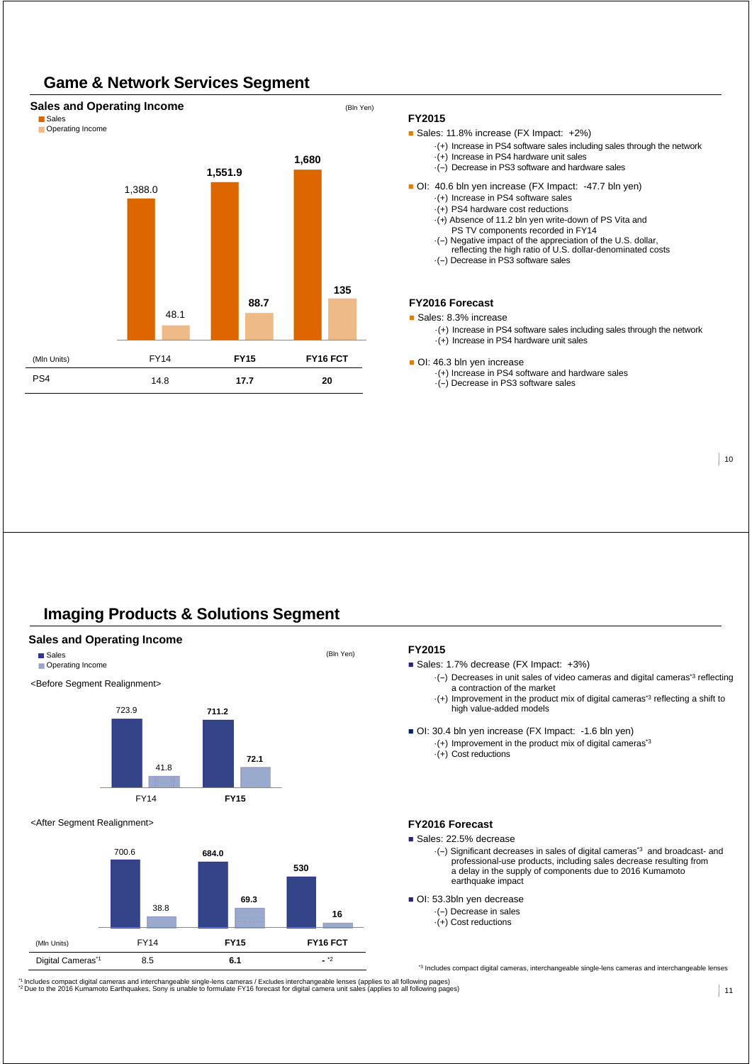## Game & Network Services Segment

### Sales and Operating Income

(Bln Yen)

Sales
Operating Income

1,388.0
48.1
1,551.9
88.7
1,680
135

| (Mln Units) | FY14 | **FY15** | **FY16 FCT** |
|---|---|---|---|
| PS4 | 14.8 | **17.7** | **20** |

### FY2015

- Sales: 11.8% increase (FX Impact: +2%)
  - ·(+) Increase in PS4 software sales including sales through the network
  - ·(+) Increase in PS4 hardware unit sales
  - ·(–) Decrease in PS3 software and hardware sales
- OI: 40.6 bln yen increase (FX Impact: -47.7 bln yen)
  - ·(+) Increase in PS4 software sales
  - ·(+) PS4 hardware cost reductions
  - ·(+) Absence of 11.2 bln yen write-down of PS Vita and PS TV components recorded in FY14
  - ·(–) Negative impact of the appreciation of the U.S. dollar, reflecting the high ratio of U.S. dollar-denominated costs
  - ·(–) Decrease in PS3 software sales

### FY2016 Forecast

- Sales: 8.3% increase
  - ·(+) Increase in PS4 software sales including sales through the network
  - ·(+) Increase in PS4 hardware unit sales
- OI: 46.3 bln yen increase
  - ·(+) Increase in PS4 software and hardware sales
  - ·(–) Decrease in PS3 software sales

## Imaging Products & Solutions Segment

### Sales and Operating Income

(Bln Yen)

Sales
Operating Income

<Before Segment Realignment>

723.9
41.8
711.2
72.1
FY14
FY15

<After Segment Realignment>

700.6
38.8
684.0
69.3
530
16

| (Mln Units) | FY14 | **FY15** | **FY16 FCT** |
|---|---|---|---|
| Digital Cameras[*1] | 8.5 | **6.1** | **-** [*2] |

### FY2015

- Sales: 1.7% decrease (FX Impact: +3%)
  - ·(–) Decreases in unit sales of video cameras and digital cameras[*3] reflecting a contraction of the market
  - ·(+) Improvement in the product mix of digital cameras[*3] reflecting a shift to high value-added models
- OI: 30.4 bln yen increase (FX Impact: -1.6 bln yen)
  - ·(+) Improvement in the product mix of digital cameras[*3]
  - ·(+) Cost reductions

### FY2016 Forecast

- Sales: 22.5% decrease
  - ·(–) Significant decreases in sales of digital cameras[*3] and broadcast- and professional-use products, including sales decrease resulting from a delay in the supply of components due to 2016 Kumamoto earthquake impact
- OI: 53.3bln yen decrease
  - ·(–) Decrease in sales
  - ·(+) Cost reductions

[*3] Includes compact digital cameras, interchangeable single-lens cameras and interchangeable lenses

[*1] Includes compact digital cameras and interchangeable single-lens cameras / Excludes interchangeable lenses (applies to all following pages)
[*2] Due to the 2016 Kumamoto Earthquakes, Sony is unable to formulate FY16 forecast for digital camera unit sales (applies to all following pages)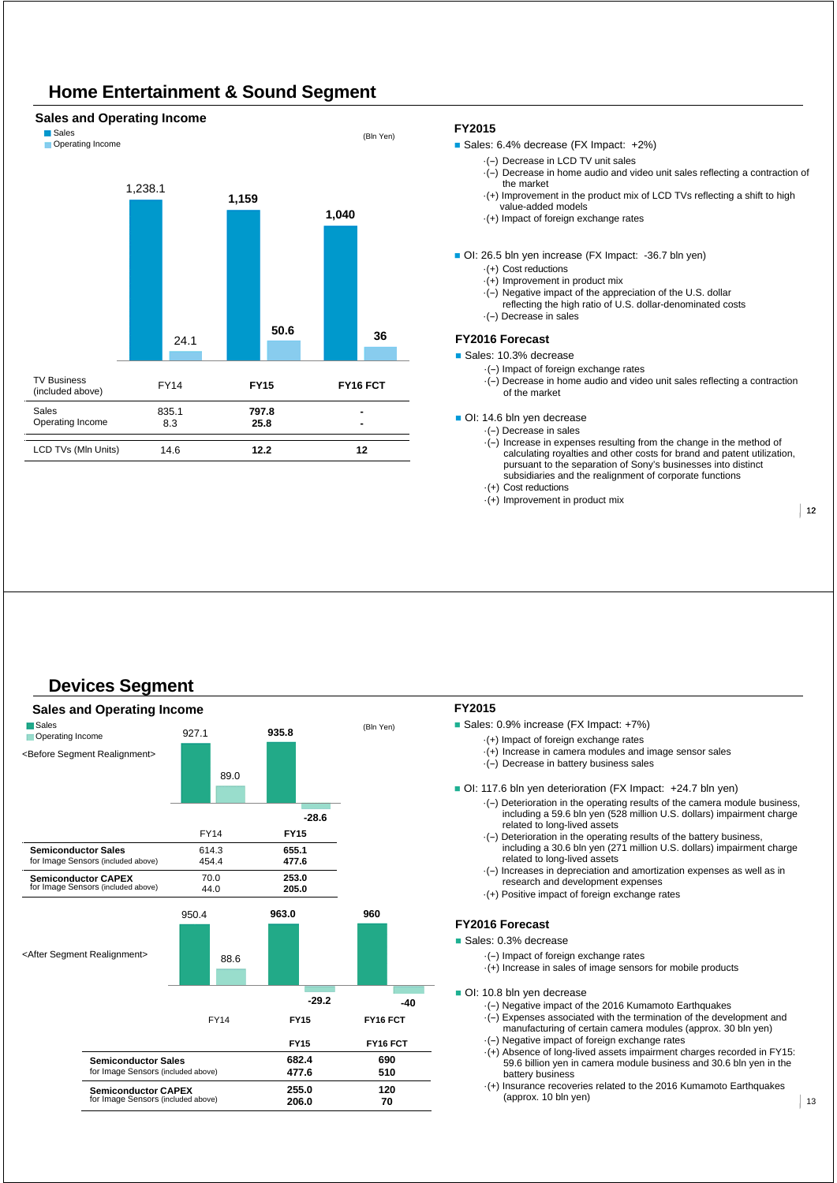## Home Entertainment & Sound Segment

### Sales and Operating Income

Sales
Operating Income

(Bln Yen)

1,238.1
24.1
1,159
50.6
1,040
36

| TV Business (included above) | FY14 | FY15 | FY16 FCT |
|---|---|---|---|
| Sales<br>Operating Income | 835.1<br>8.3 | 797.8<br>25.8 | -<br>- |
| LCD TVs (Mln Units) | 14.6 | 12.2 | 12 |

### FY2015

- Sales: 6.4% decrease (FX Impact: +2%)
  - (–) Decrease in LCD TV unit sales
  - (–) Decrease in home audio and video unit sales reflecting a contraction of the market
  - (+) Improvement in the product mix of LCD TVs reflecting a shift to high value-added models
  - (+) Impact of foreign exchange rates
- OI: 26.5 bln yen increase (FX Impact: -36.7 bln yen)
  - (+) Cost reductions
  - (+) Improvement in product mix
  - (–) Negative impact of the appreciation of the U.S. dollar reflecting the high ratio of U.S. dollar-denominated costs
  - (–) Decrease in sales

### FY2016 Forecast

- Sales: 10.3% decrease
  - (–) Impact of foreign exchange rates
  - (–) Decrease in home audio and video unit sales reflecting a contraction of the market
- OI: 14.6 bln yen decrease
  - (–) Decrease in sales
  - (–) Increase in expenses resulting from the change in the method of calculating royalties and other costs for brand and patent utilization, pursuant to the separation of Sony's businesses into distinct subsidiaries and the realignment of corporate functions
  - (+) Cost reductions
  - (+) Improvement in product mix

## Devices Segment

### Sales and Operating Income

Sales
Operating Income

(Bln Yen)

<Before Segment Realignment>

927.1
89.0
935.8
-28.6

| | FY14 | FY15 |
|---|---|---|
| **Semiconductor Sales**<br>for Image Sensors (included above) | 614.3<br>454.4 | 655.1<br>477.6 |
| **Semiconductor CAPEX**<br>for Image Sensors (included above) | 70.0<br>44.0 | 253.0<br>205.0 |

<After Segment Realignment>

950.4
88.6
963.0
-29.2
960
-40

FY14
FY15
FY16 FCT

| | FY15 | FY16 FCT |
|---|---|---|
| **Semiconductor Sales**<br>for Image Sensors (included above) | 682.4<br>477.6 | 690<br>510 |
| **Semiconductor CAPEX**<br>for Image Sensors (included above) | 255.0<br>206.0 | 120<br>70 |

### FY2015

- Sales: 0.9% increase (FX Impact: +7%)
  - (+) Impact of foreign exchange rates
  - (+) Increase in camera modules and image sensor sales
  - (–) Decrease in battery business sales
- OI: 117.6 bln yen deterioration (FX Impact: +24.7 bln yen)
  - (–) Deterioration in the operating results of the camera module business, including a 59.6 bln yen (528 million U.S. dollars) impairment charge related to long-lived assets
  - (–) Deterioration in the operating results of the battery business, including a 30.6 bln yen (271 million U.S. dollars) impairment charge related to long-lived assets
  - (–) Increases in depreciation and amortization expenses as well as in research and development expenses
  - (+) Positive impact of foreign exchange rates

### FY2016 Forecast

- Sales: 0.3% decrease
  - (–) Impact of foreign exchange rates
  - (+) Increase in sales of image sensors for mobile products
- OI: 10.8 bln yen decrease
  - (–) Negative impact of the 2016 Kumamoto Earthquakes
  - (–) Expenses associated with the termination of the development and manufacturing of certain camera modules (approx. 30 bln yen)
  - (–) Negative impact of foreign exchange rates
  - (+) Absence of long-lived assets impairment charges recorded in FY15: 59.6 billion yen in camera module business and 30.6 bln yen in the battery business
  - (+) Insurance recoveries related to the 2016 Kumamoto Earthquakes (approx. 10 bln yen)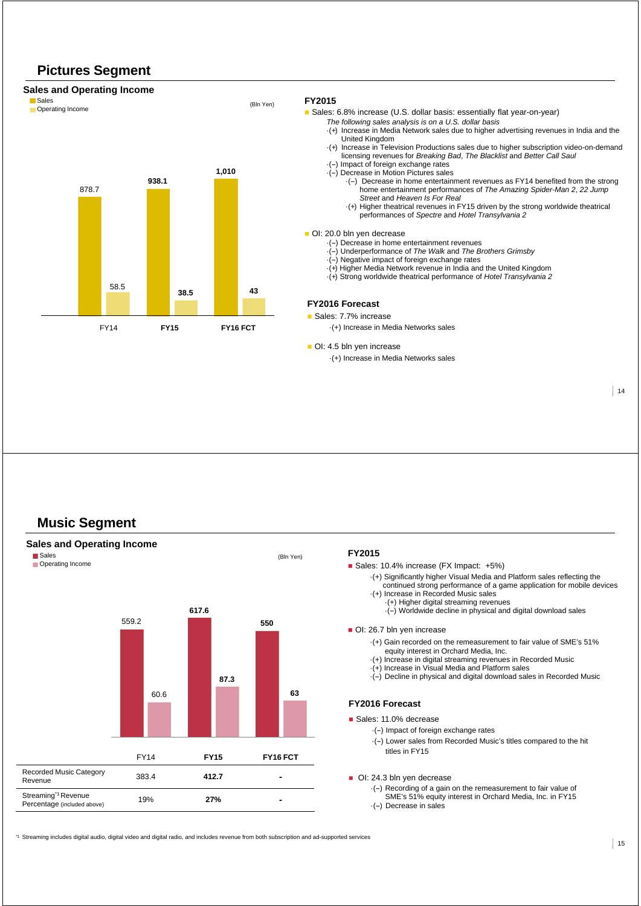# Pictures Segment

## Sales and Operating Income

Sales
Operating Income

(Bln Yen)

878.7
58.5
938.1
38.5
1,010
43

FY14 **FY15** **FY16 FCT**

### FY2015

- Sales: 6.8% increase (U.S. dollar basis: essentially flat year-on-year)
  *The following sales analysis is on a U.S. dollar basis*
  - (+) Increase in Media Network sales due to higher advertising revenues in India and the United Kingdom
  - (+) Increase in Television Productions sales due to higher subscription video-on-demand licensing revenues for *Breaking Bad*, *The Blacklist* and *Better Call Saul*
  - (–) Impact of foreign exchange rates
  - (–) Decrease in Motion Pictures sales
    - (–) Decrease in home entertainment revenues as FY14 benefited from the strong home entertainment performances of *The Amazing Spider-Man 2*, *22 Jump Street* and *Heaven Is For Real*
    - (+) Higher theatrical revenues in FY15 driven by the strong worldwide theatrical performances of *Spectre* and *Hotel Transylvania 2*

- OI: 20.0 bln yen decrease
  - (–) Decrease in home entertainment revenues
  - (–) Underperformance of *The Walk* and *The Brothers Grimsby*
  - (–) Negative impact of foreign exchange rates
  - (+) Higher Media Network revenue in India and the United Kingdom
  - (+) Strong worldwide theatrical performance of *Hotel Transylvania 2*

### FY2016 Forecast

- Sales: 7.7% increase
  - (+) Increase in Media Networks sales

- OI: 4.5 bln yen increase
  - (+) Increase in Media Networks sales

# Music Segment

## Sales and Operating Income

Sales
Operating Income

(Bln Yen)

559.2
60.6
617.6
87.3
550
63

| | FY14 | **FY15** | **FY16 FCT** |
|---|---|---|---|
| Recorded Music Category Revenue | 383.4 | **412.7** | - |
| Streaming[*1] Revenue Percentage (included above) | 19% | **27%** | - |

### FY2015

- Sales: 10.4% increase (FX Impact: +5%)
  - (+) Significantly higher Visual Media and Platform sales reflecting the continued strong performance of a game application for mobile devices
  - (+) Increase in Recorded Music sales
    - (+) Higher digital streaming revenues
    - (–) Worldwide decline in physical and digital download sales

- OI: 26.7 bln yen increase
  - (+) Gain recorded on the remeasurement to fair value of SME's 51% equity interest in Orchard Media, Inc.
  - (+) Increase in digital streaming revenues in Recorded Music
  - (+) Increase in Visual Media and Platform sales
  - (–) Decline in physical and digital download sales in Recorded Music

### FY2016 Forecast

- Sales: 11.0% decrease
  - (–) Impact of foreign exchange rates
  - (–) Lower sales from Recorded Music's titles compared to the hit titles in FY15

- OI: 24.3 bln yen decrease
  - (–) Recording of a gain on the remeasurement to fair value of SME's 51% equity interest in Orchard Media, Inc. in FY15
  - (–) Decrease in sales

[*1] Streaming includes digital audio, digital video and digital radio, and includes revenue from both subscription and ad-supported services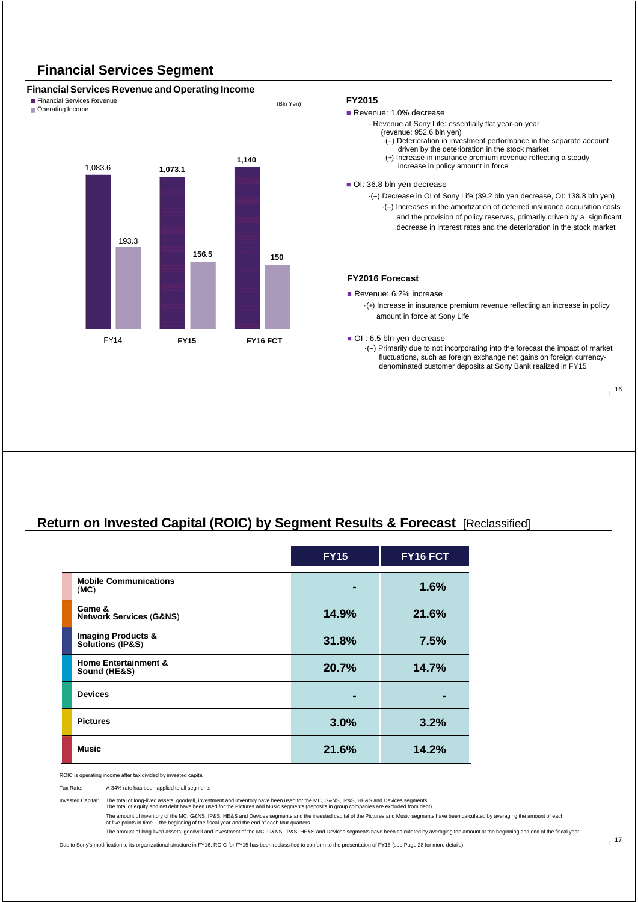## Financial Services Segment

### Financial Services Revenue and Operating Income

Financial Services Revenue
Operating Income

(Bln Yen)

1,083.6
193.3
1,073.1
156.5
1,140
150

FY14
FY15
FY16 FCT

**FY2015**

- Revenue: 1.0% decrease
  - · Revenue at Sony Life: essentially flat year-on-year (revenue: 952.6 bln yen)
    - ·(−) Deterioration in investment performance in the separate account driven by the deterioration in the stock market
    - ·(+) Increase in insurance premium revenue reflecting a steady increase in policy amount in force
- OI: 36.8 bln yen decrease
  - ·(−) Decrease in OI of Sony Life (39.2 bln yen decrease, OI: 138.8 bln yen)
    - ·(−) Increases in the amortization of deferred insurance acquisition costs and the provision of policy reserves, primarily driven by a significant decrease in interest rates and the deterioration in the stock market

**FY2016 Forecast**

- Revenue: 6.2% increase
  - ·(+) Increase in insurance premium revenue reflecting an increase in policy amount in force at Sony Life
- OI : 6.5 bln yen decrease
  - ·(−) Primarily due to not incorporating into the forecast the impact of market fluctuations, such as foreign exchange net gains on foreign currency-denominated customer deposits at Sony Bank realized in FY15

## Return on Invested Capital (ROIC) by Segment Results & Forecast [Reclassified]

| | FY15 | FY16 FCT |
|---|---|---|
| **Mobile Communications (MC)** | - | 1.6% |
| **Game & Network Services (G&NS)** | 14.9% | 21.6% |
| **Imaging Products & Solutions (IP&S)** | 31.8% | 7.5% |
| **Home Entertainment & Sound (HE&S)** | 20.7% | 14.7% |
| **Devices** | - | - |
| **Pictures** | 3.0% | 3.2% |
| **Music** | 21.6% | 14.2% |

ROIC is operating income after tax divided by invested capital

Tax Rate: A 34% rate has been applied to all segments

Invested Capital: The total of long-lived assets, goodwill, investment and inventory have been used for the MC, G&NS, IP&S, HE&S and Devices segments
The total of equity and net debt have been used for the Pictures and Music segments (deposits in group companies are excluded from debt)
The amount of inventory of the MC, G&NS, IP&S, HE&S and Devices segments and the invested capital of the Pictures and Music segments have been calculated by averaging the amount of each at five points in time -- the beginning of the fiscal year and the end of each four quarters
The amount of long-lived assets, goodwill and investment of the MC, G&NS, IP&S, HE&S and Devices segments have been calculated by averaging the amount at the beginning and end of the fiscal year

Due to Sony's modification to its organizational structure in FY16, ROIC for FY15 has been reclassified to conform to the presentation of FY16 (see Page 28 for more details).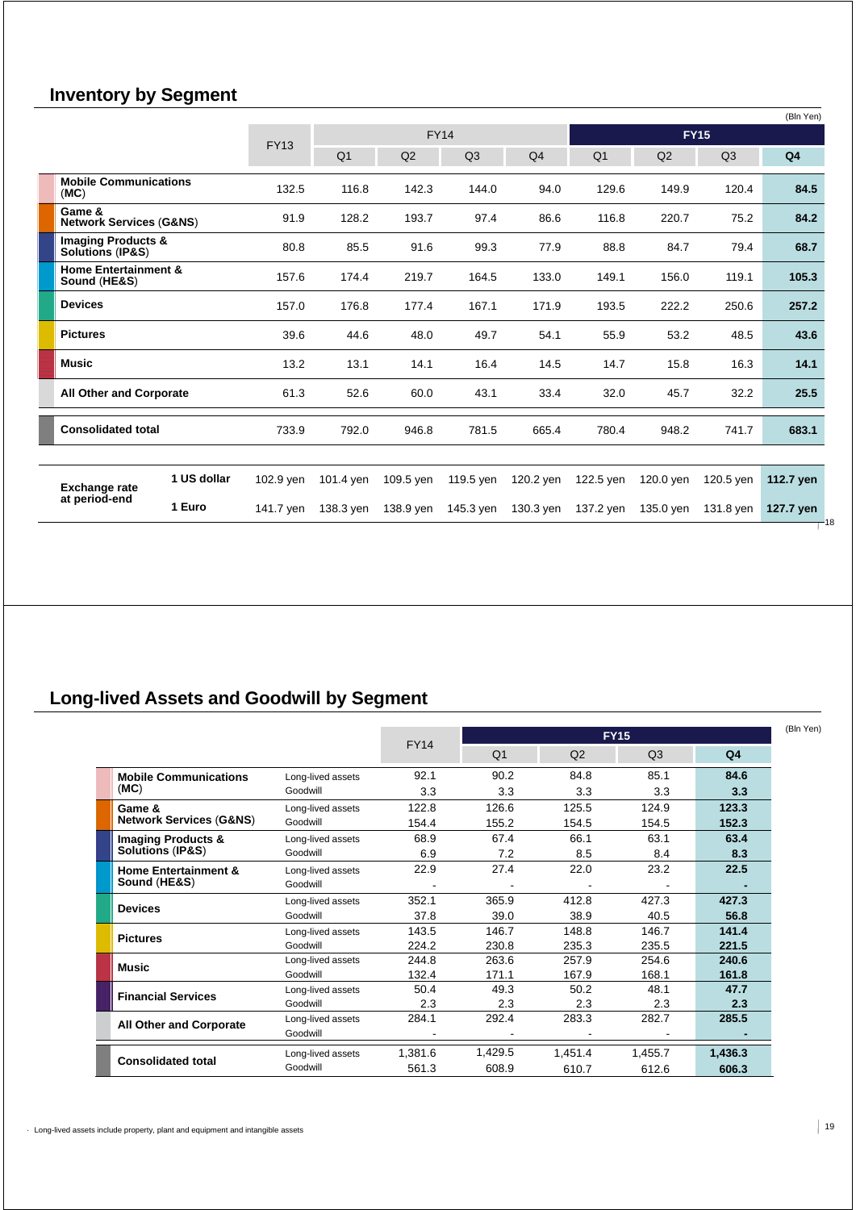## Inventory by Segment

(Bln Yen)

| | | FY13 | FY14 | | | | FY15 | | | |
|---|---|---|---|---|---|---|---|---|---|---|
| | | | Q1 | Q2 | Q3 | Q4 | Q1 | Q2 | Q3 | Q4 |
| **Mobile Communications (MC)** | | 132.5 | 116.8 | 142.3 | 144.0 | 94.0 | 129.6 | 149.9 | 120.4 | **84.5** |
| **Game & Network Services (G&NS)** | | 91.9 | 128.2 | 193.7 | 97.4 | 86.6 | 116.8 | 220.7 | 75.2 | **84.2** |
| **Imaging Products & Solutions (IP&S)** | | 80.8 | 85.5 | 91.6 | 99.3 | 77.9 | 88.8 | 84.7 | 79.4 | **68.7** |
| **Home Entertainment & Sound (HE&S)** | | 157.6 | 174.4 | 219.7 | 164.5 | 133.0 | 149.1 | 156.0 | 119.1 | **105.3** |
| **Devices** | | 157.0 | 176.8 | 177.4 | 167.1 | 171.9 | 193.5 | 222.2 | 250.6 | **257.2** |
| **Pictures** | | 39.6 | 44.6 | 48.0 | 49.7 | 54.1 | 55.9 | 53.2 | 48.5 | **43.6** |
| **Music** | | 13.2 | 13.1 | 14.1 | 16.4 | 14.5 | 14.7 | 15.8 | 16.3 | **14.1** |
| **All Other and Corporate** | | 61.3 | 52.6 | 60.0 | 43.1 | 33.4 | 32.0 | 45.7 | 32.2 | **25.5** |
| **Consolidated total** | | 733.9 | 792.0 | 946.8 | 781.5 | 665.4 | 780.4 | 948.2 | 741.7 | **683.1** |
| **Exchange rate at period-end** | **1 US dollar** | 102.9 yen | 101.4 yen | 109.5 yen | 119.5 yen | 120.2 yen | 122.5 yen | 120.0 yen | 120.5 yen | **112.7 yen** |
| | **1 Euro** | 141.7 yen | 138.3 yen | 138.9 yen | 145.3 yen | 130.3 yen | 137.2 yen | 135.0 yen | 131.8 yen | **127.7 yen** |

## Long-lived Assets and Goodwill by Segment

(Bln Yen)

| | | FY14 | FY15 | | | |
|---|---|---|---|---|---|---|
| | | | Q1 | Q2 | Q3 | Q4 |
| **Mobile Communications (MC)** | Long-lived assets | 92.1 | 90.2 | 84.8 | 85.1 | **84.6** |
| | Goodwill | 3.3 | 3.3 | 3.3 | 3.3 | **3.3** |
| **Game & Network Services (G&NS)** | Long-lived assets | 122.8 | 126.6 | 125.5 | 124.9 | **123.3** |
| | Goodwill | 154.4 | 155.2 | 154.5 | 154.5 | **152.3** |
| **Imaging Products & Solutions (IP&S)** | Long-lived assets | 68.9 | 67.4 | 66.1 | 63.1 | **63.4** |
| | Goodwill | 6.9 | 7.2 | 8.5 | 8.4 | **8.3** |
| **Home Entertainment & Sound (HE&S)** | Long-lived assets | 22.9 | 27.4 | 22.0 | 23.2 | **22.5** |
| | Goodwill | - | - | - | - | **-** |
| **Devices** | Long-lived assets | 352.1 | 365.9 | 412.8 | 427.3 | **427.3** |
| | Goodwill | 37.8 | 39.0 | 38.9 | 40.5 | **56.8** |
| **Pictures** | Long-lived assets | 143.5 | 146.7 | 148.8 | 146.7 | **141.4** |
| | Goodwill | 224.2 | 230.8 | 235.3 | 235.5 | **221.5** |
| **Music** | Long-lived assets | 244.8 | 263.6 | 257.9 | 254.6 | **240.6** |
| | Goodwill | 132.4 | 171.1 | 167.9 | 168.1 | **161.8** |
| **Financial Services** | Long-lived assets | 50.4 | 49.3 | 50.2 | 48.1 | **47.7** |
| | Goodwill | 2.3 | 2.3 | 2.3 | 2.3 | **2.3** |
| **All Other and Corporate** | Long-lived assets | 284.1 | 292.4 | 283.3 | 282.7 | **285.5** |
| | Goodwill | - | - | - | - | **-** |
| **Consolidated total** | Long-lived assets | 1,381.6 | 1,429.5 | 1,451.4 | 1,455.7 | **1,436.3** |
| | Goodwill | 561.3 | 608.9 | 610.7 | 612.6 | **606.3** |

- Long-lived assets include property, plant and equipment and intangible assets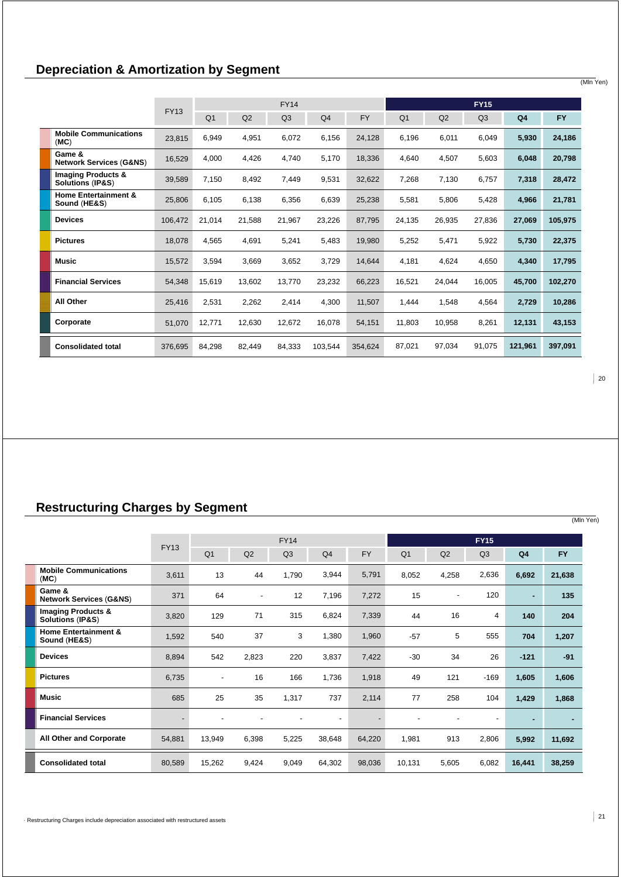## Depreciation & Amortization by Segment

(Mln Yen)

| | FY13 | FY14 | | | | | FY15 | | | | |
|---|---|---|---|---|---|---|---|---|---|---|---|
| | | Q1 | Q2 | Q3 | Q4 | FY | Q1 | Q2 | Q3 | Q4 | FY |
| Mobile Communications (MC) | 23,815 | 6,949 | 4,951 | 6,072 | 6,156 | 24,128 | 6,196 | 6,011 | 6,049 | 5,930 | 24,186 |
| Game & Network Services (G&NS) | 16,529 | 4,000 | 4,426 | 4,740 | 5,170 | 18,336 | 4,640 | 4,507 | 5,603 | 6,048 | 20,798 |
| Imaging Products & Solutions (IP&S) | 39,589 | 7,150 | 8,492 | 7,449 | 9,531 | 32,622 | 7,268 | 7,130 | 6,757 | 7,318 | 28,472 |
| Home Entertainment & Sound (HE&S) | 25,806 | 6,105 | 6,138 | 6,356 | 6,639 | 25,238 | 5,581 | 5,806 | 5,428 | 4,966 | 21,781 |
| Devices | 106,472 | 21,014 | 21,588 | 21,967 | 23,226 | 87,795 | 24,135 | 26,935 | 27,836 | 27,069 | 105,975 |
| Pictures | 18,078 | 4,565 | 4,691 | 5,241 | 5,483 | 19,980 | 5,252 | 5,471 | 5,922 | 5,730 | 22,375 |
| Music | 15,572 | 3,594 | 3,669 | 3,652 | 3,729 | 14,644 | 4,181 | 4,624 | 4,650 | 4,340 | 17,795 |
| Financial Services | 54,348 | 15,619 | 13,602 | 13,770 | 23,232 | 66,223 | 16,521 | 24,044 | 16,005 | 45,700 | 102,270 |
| All Other | 25,416 | 2,531 | 2,262 | 2,414 | 4,300 | 11,507 | 1,444 | 1,548 | 4,564 | 2,729 | 10,286 |
| Corporate | 51,070 | 12,771 | 12,630 | 12,672 | 16,078 | 54,151 | 11,803 | 10,958 | 8,261 | 12,131 | 43,153 |
| Consolidated total | 376,695 | 84,298 | 82,449 | 84,333 | 103,544 | 354,624 | 87,021 | 97,034 | 91,075 | 121,961 | 397,091 |

## Restructuring Charges by Segment

(Mln Yen)

| | FY13 | FY14 | | | | | FY15 | | | | |
|---|---|---|---|---|---|---|---|---|---|---|---|
| | | Q1 | Q2 | Q3 | Q4 | FY | Q1 | Q2 | Q3 | Q4 | FY |
| Mobile Communications (MC) | 3,611 | 13 | 44 | 1,790 | 3,944 | 5,791 | 8,052 | 4,258 | 2,636 | 6,692 | 21,638 |
| Game & Network Services (G&NS) | 371 | 64 | - | 12 | 7,196 | 7,272 | 15 | - | 120 | - | 135 |
| Imaging Products & Solutions (IP&S) | 3,820 | 129 | 71 | 315 | 6,824 | 7,339 | 44 | 16 | 4 | 140 | 204 |
| Home Entertainment & Sound (HE&S) | 1,592 | 540 | 37 | 3 | 1,380 | 1,960 | -57 | 5 | 555 | 704 | 1,207 |
| Devices | 8,894 | 542 | 2,823 | 220 | 3,837 | 7,422 | -30 | 34 | 26 | -121 | -91 |
| Pictures | 6,735 | - | 16 | 166 | 1,736 | 1,918 | 49 | 121 | -169 | 1,605 | 1,606 |
| Music | 685 | 25 | 35 | 1,317 | 737 | 2,114 | 77 | 258 | 104 | 1,429 | 1,868 |
| Financial Services | - | - | - | - | - | - | - | - | - | - | - |
| All Other and Corporate | 54,881 | 13,949 | 6,398 | 5,225 | 38,648 | 64,220 | 1,981 | 913 | 2,806 | 5,992 | 11,692 |
| Consolidated total | 80,589 | 15,262 | 9,424 | 9,049 | 64,302 | 98,036 | 10,131 | 5,605 | 6,082 | 16,441 | 38,259 |

· Restructuring Charges include depreciation associated with restructured assets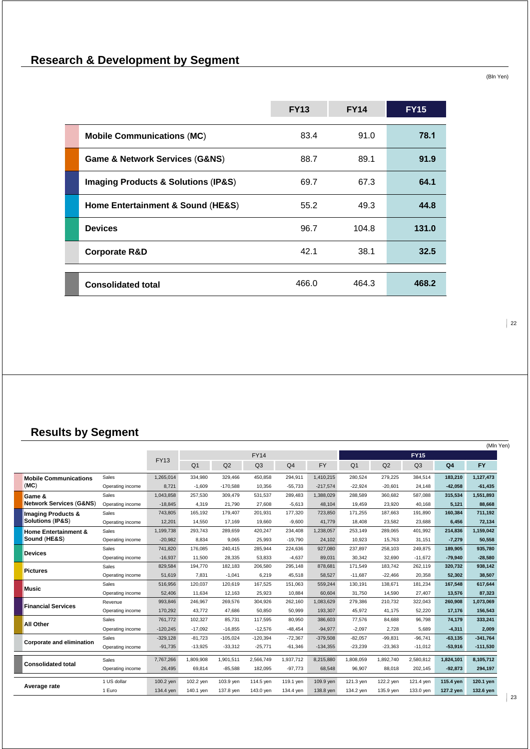## Research & Development by Segment

(Bln Yen)

| | FY13 | FY14 | FY15 |
|---|---|---|---|
| Mobile Communications (MC) | 83.4 | 91.0 | **78.1** |
| Game & Network Services (G&NS) | 88.7 | 89.1 | **91.9** |
| Imaging Products & Solutions (IP&S) | 69.7 | 67.3 | **64.1** |
| Home Entertainment & Sound (HE&S) | 55.2 | 49.3 | **44.8** |
| Devices | 96.7 | 104.8 | **131.0** |
| Corporate R&D | 42.1 | 38.1 | **32.5** |
| Consolidated total | 466.0 | 464.3 | **468.2** |

## Results by Segment

(Mln Yen)

| | | FY13 | FY14 | | | | | FY15 | | | | |
|---|---|---|---|---|---|---|---|---|---|---|---|---|
| | | | Q1 | Q2 | Q3 | Q4 | FY | Q1 | Q2 | Q3 | Q4 | FY |
| Mobile Communications (MC) | Sales | 1,265,014 | 334,980 | 329,466 | 450,858 | 294,911 | 1,410,215 | 280,524 | 279,225 | 384,514 | **183,210** | **1,127,473** |
| | Operating income | 8,721 | -1,609 | -170,588 | 10,356 | -55,733 | -217,574 | -22,924 | -20,601 | 24,148 | **-42,058** | **-61,435** |
| Game & Network Services (G&NS) | Sales | 1,043,858 | 257,530 | 309,479 | 531,537 | 289,483 | 1,388,029 | 288,589 | 360,682 | 587,088 | **315,534** | **1,551,893** |
| | Operating income | -18,845 | 4,319 | 21,790 | 27,608 | -5,613 | 48,104 | 19,459 | 23,920 | 40,168 | **5,121** | **88,668** |
| Imaging Products & Solutions (IP&S) | Sales | 743,805 | 165,192 | 179,407 | 201,931 | 177,320 | 723,850 | 171,255 | 187,663 | 191,890 | **160,384** | **711,192** |
| | Operating income | 12,201 | 14,550 | 17,169 | 19,660 | -9,600 | 41,779 | 18,408 | 23,582 | 23,688 | **6,456** | **72,134** |
| Home Entertainment & Sound (HE&S) | Sales | 1,199,738 | 293,743 | 289,659 | 420,247 | 234,408 | 1,238,057 | 253,149 | 289,065 | 401,992 | **214,836** | **1,159,042** |
| | Operating income | -20,982 | 8,834 | 9,065 | 25,993 | -19,790 | 24,102 | 10,923 | 15,763 | 31,151 | **-7,279** | **50,558** |
| Devices | Sales | 741,820 | 176,085 | 240,415 | 285,944 | 224,636 | 927,080 | 237,897 | 258,103 | 249,875 | **189,905** | **935,780** |
| | Operating income | -16,937 | 11,500 | 28,335 | 53,833 | -4,637 | 89,031 | 30,342 | 32,690 | -11,672 | **-79,940** | **-28,580** |
| Pictures | Sales | 829,584 | 194,770 | 182,183 | 206,580 | 295,148 | 878,681 | 171,549 | 183,742 | 262,119 | **320,732** | **938,142** |
| | Operating income | 51,619 | 7,831 | -1,041 | 6,219 | 45,518 | 58,527 | -11,687 | -22,466 | 20,358 | **52,302** | **38,507** |
| Music | Sales | 516,956 | 120,037 | 120,619 | 167,525 | 151,063 | 559,244 | 130,191 | 138,671 | 181,234 | **167,548** | **617,644** |
| | Operating income | 52,406 | 11,634 | 12,163 | 25,923 | 10,884 | 60,604 | 31,750 | 14,590 | 27,407 | **13,576** | **87,323** |
| Financial Services | Revenue | 993,846 | 246,967 | 269,576 | 304,926 | 262,160 | 1,083,629 | 279,386 | 210,732 | 322,043 | **260,908** | **1,073,069** |
| | Operating income | 170,292 | 43,772 | 47,686 | 50,850 | 50,999 | 193,307 | 45,972 | 41,175 | 52,220 | **17,176** | **156,543** |
| All Other | Sales | 761,772 | 102,327 | 85,731 | 117,595 | 80,950 | 386,603 | 77,576 | 84,688 | 96,798 | **74,179** | **333,241** |
| | Operating income | -120,245 | -17,092 | -16,855 | -12,576 | -48,454 | -94,977 | -2,097 | 2,728 | 5,689 | **-4,311** | **2,009** |
| Corporate and elimination | Sales | -329,128 | -81,723 | -105,024 | -120,394 | -72,367 | -379,508 | -82,057 | -99,831 | -96,741 | **-63,135** | **-341,764** |
| | Operating income | -91,735 | -13,925 | -33,312 | -25,771 | -61,346 | -134,355 | -23,239 | -23,363 | -11,012 | **-53,916** | **-111,530** |
| Consolidated total | Sales | 7,767,266 | 1,809,908 | 1,901,511 | 2,566,749 | 1,937,712 | 8,215,880 | 1,808,059 | 1,892,740 | 2,580,812 | **1,824,101** | **8,105,712** |
| | Operating income | 26,495 | 69,814 | -85,588 | 182,095 | -97,773 | 68,548 | 96,907 | 88,018 | 202,145 | **-92,873** | **294,197** |
| Average rate | 1 US dollar | 100.2 yen | 102.2 yen | 103.9 yen | 114.5 yen | 119.1 yen | 109.9 yen | 121.3 yen | 122.2 yen | 121.4 yen | **115.4 yen** | **120.1 yen** |
| | 1 Euro | 134.4 yen | 140.1 yen | 137.8 yen | 143.0 yen | 134.4 yen | 138.8 yen | 134.2 yen | 135.9 yen | 133.0 yen | **127.2 yen** | **132.6 yen** |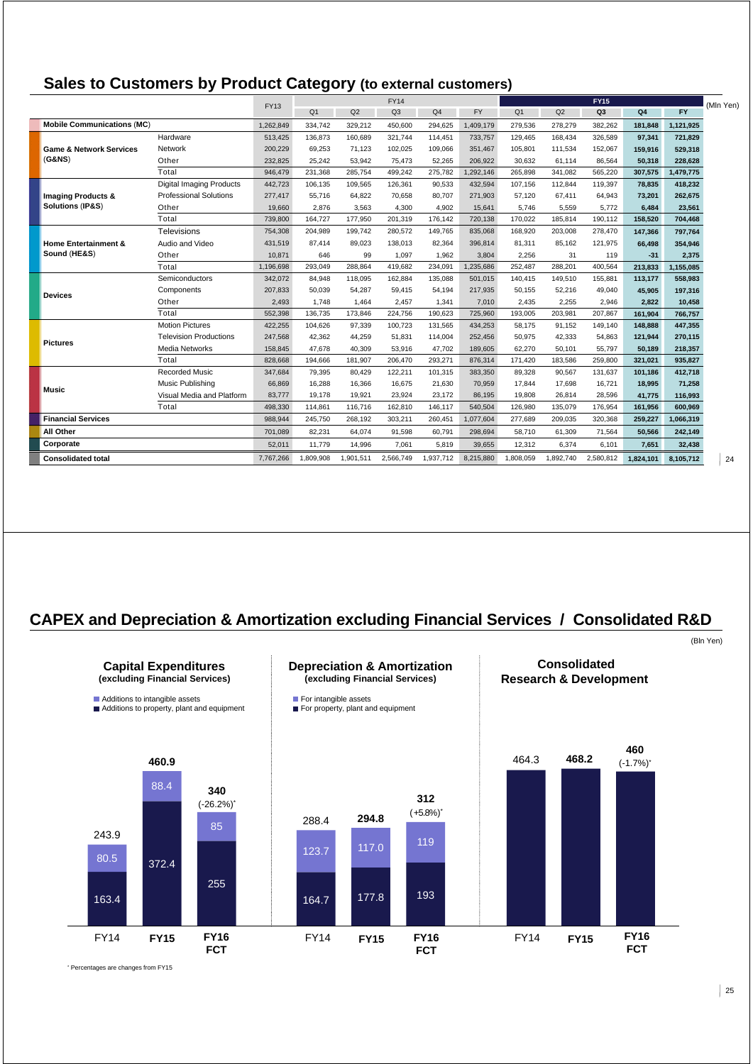## Sales to Customers by Product Category (to external customers)

(Mln Yen)

| | | FY13 | FY14 | | | | | FY15 | | | | |
|---|---|---|---|---|---|---|---|---|---|---|---|---|
| | | | Q1 | Q2 | Q3 | Q4 | FY | Q1 | Q2 | Q3 | Q4 | FY |
| **Mobile Communications (MC)** | | 1,262,849 | 334,742 | 329,212 | 450,600 | 294,625 | 1,409,179 | 279,536 | 278,279 | 382,262 | **181,848** | **1,121,925** |
| **Game & Network Services (G&NS)** | Hardware | 513,425 | 136,873 | 160,689 | 321,744 | 114,451 | 733,757 | 129,465 | 168,434 | 326,589 | **97,341** | **721,829** |
| | Network | 200,229 | 69,253 | 71,123 | 102,025 | 109,066 | 351,467 | 105,801 | 111,534 | 152,067 | **159,916** | **529,318** |
| | Other | 232,825 | 25,242 | 53,942 | 75,473 | 52,265 | 206,922 | 30,632 | 61,114 | 86,564 | **50,318** | **228,628** |
| | Total | 946,479 | 231,368 | 285,754 | 499,242 | 275,782 | 1,292,146 | 265,898 | 341,082 | 565,220 | **307,575** | **1,479,775** |
| **Imaging Products & Solutions (IP&S)** | Digital Imaging Products | 442,723 | 106,135 | 109,565 | 126,361 | 90,533 | 432,594 | 107,156 | 112,844 | 119,397 | **78,835** | **418,232** |
| | Professional Solutions | 277,417 | 55,716 | 64,822 | 70,658 | 80,707 | 271,903 | 57,120 | 67,411 | 64,943 | **73,201** | **262,675** |
| | Other | 19,660 | 2,876 | 3,563 | 4,300 | 4,902 | 15,641 | 5,746 | 5,559 | 5,772 | **6,484** | **23,561** |
| | Total | 739,800 | 164,727 | 177,950 | 201,319 | 176,142 | 720,138 | 170,022 | 185,814 | 190,112 | **158,520** | **704,468** |
| **Home Entertainment & Sound (HE&S)** | Televisions | 754,308 | 204,989 | 199,742 | 280,572 | 149,765 | 835,068 | 168,920 | 203,008 | 278,470 | **147,366** | **797,764** |
| | Audio and Video | 431,519 | 87,414 | 89,023 | 138,013 | 82,364 | 396,814 | 81,311 | 85,162 | 121,975 | **66,498** | **354,946** |
| | Other | 10,871 | 646 | 99 | 1,097 | 1,962 | 3,804 | 2,256 | 31 | 119 | **-31** | **2,375** |
| | Total | 1,196,698 | 293,049 | 288,864 | 419,682 | 234,091 | 1,235,686 | 252,487 | 288,201 | 400,564 | **213,833** | **1,155,085** |
| **Devices** | Semiconductors | 342,072 | 84,948 | 118,095 | 162,884 | 135,088 | 501,015 | 140,415 | 149,510 | 155,881 | **113,177** | **558,983** |
| | Components | 207,833 | 50,039 | 54,287 | 59,415 | 54,194 | 217,935 | 50,155 | 52,216 | 49,040 | **45,905** | **197,316** |
| | Other | 2,493 | 1,748 | 1,464 | 2,457 | 1,341 | 7,010 | 2,435 | 2,255 | 2,946 | **2,822** | **10,458** |
| | Total | 552,398 | 136,735 | 173,846 | 224,756 | 190,623 | 725,960 | 193,005 | 203,981 | 207,867 | **161,904** | **766,757** |
| **Pictures** | Motion Pictures | 422,255 | 104,626 | 97,339 | 100,723 | 131,565 | 434,253 | 58,175 | 91,152 | 149,140 | **148,888** | **447,355** |
| | Television Productions | 247,568 | 42,362 | 44,259 | 51,831 | 114,004 | 252,456 | 50,975 | 42,333 | 54,863 | **121,944** | **270,115** |
| | Media Networks | 158,845 | 47,678 | 40,309 | 53,916 | 47,702 | 189,605 | 62,270 | 50,101 | 55,797 | **50,189** | **218,357** |
| | Total | 828,668 | 194,666 | 181,907 | 206,470 | 293,271 | 876,314 | 171,420 | 183,586 | 259,800 | **321,021** | **935,827** |
| **Music** | Recorded Music | 347,684 | 79,395 | 80,429 | 122,211 | 101,315 | 383,350 | 89,328 | 90,567 | 131,637 | **101,186** | **412,718** |
| | Music Publishing | 66,869 | 16,288 | 16,366 | 16,675 | 21,630 | 70,959 | 17,844 | 17,698 | 16,721 | **18,995** | **71,258** |
| | Visual Media and Platform | 83,777 | 19,178 | 19,921 | 23,924 | 23,172 | 86,195 | 19,808 | 26,814 | 28,596 | **41,775** | **116,993** |
| | Total | 498,330 | 114,861 | 116,716 | 162,810 | 146,117 | 540,504 | 126,980 | 135,079 | 176,954 | **161,956** | **600,969** |
| **Financial Services** | | 988,944 | 245,750 | 268,192 | 303,211 | 260,451 | 1,077,604 | 277,689 | 209,035 | 320,368 | **259,227** | **1,066,319** |
| **All Other** | | 701,089 | 82,231 | 64,074 | 91,598 | 60,791 | 298,694 | 58,710 | 61,309 | 71,564 | **50,566** | **242,149** |
| **Corporate** | | 52,011 | 11,779 | 14,996 | 7,061 | 5,819 | 39,655 | 12,312 | 6,374 | 6,101 | **7,651** | **32,438** |
| **Consolidated total** | | 7,767,266 | 1,809,908 | 1,901,511 | 2,566,749 | 1,937,712 | 8,215,880 | 1,808,059 | 1,892,740 | 2,580,812 | **1,824,101** | **8,105,712** |

## CAPEX and Depreciation & Amortization excluding Financial Services / Consolidated R&D

(Bln Yen)

**Capital Expenditures (excluding Financial Services)**

Additions to intangible assets
Additions to property, plant and equipment

FY14: 243.9 (80.5 / 163.4)
**FY15**: **460.9** (88.4 / 372.4)
**FY16 FCT**: **340** (-26.2%)* (85 / 255)

**Depreciation & Amortization (excluding Financial Services)**

For intangible assets
For property, plant and equipment

FY14: 288.4 (123.7 / 164.7)
**FY15**: **294.8** (117.0 / 177.8)
**FY16 FCT**: **312** (+5.8%)* (119 / 193)

**Consolidated Research & Development**

FY14: 464.3
**FY15**: **468.2**
**FY16 FCT**: **460** (-1.7%)*

\* Percentages are changes from FY15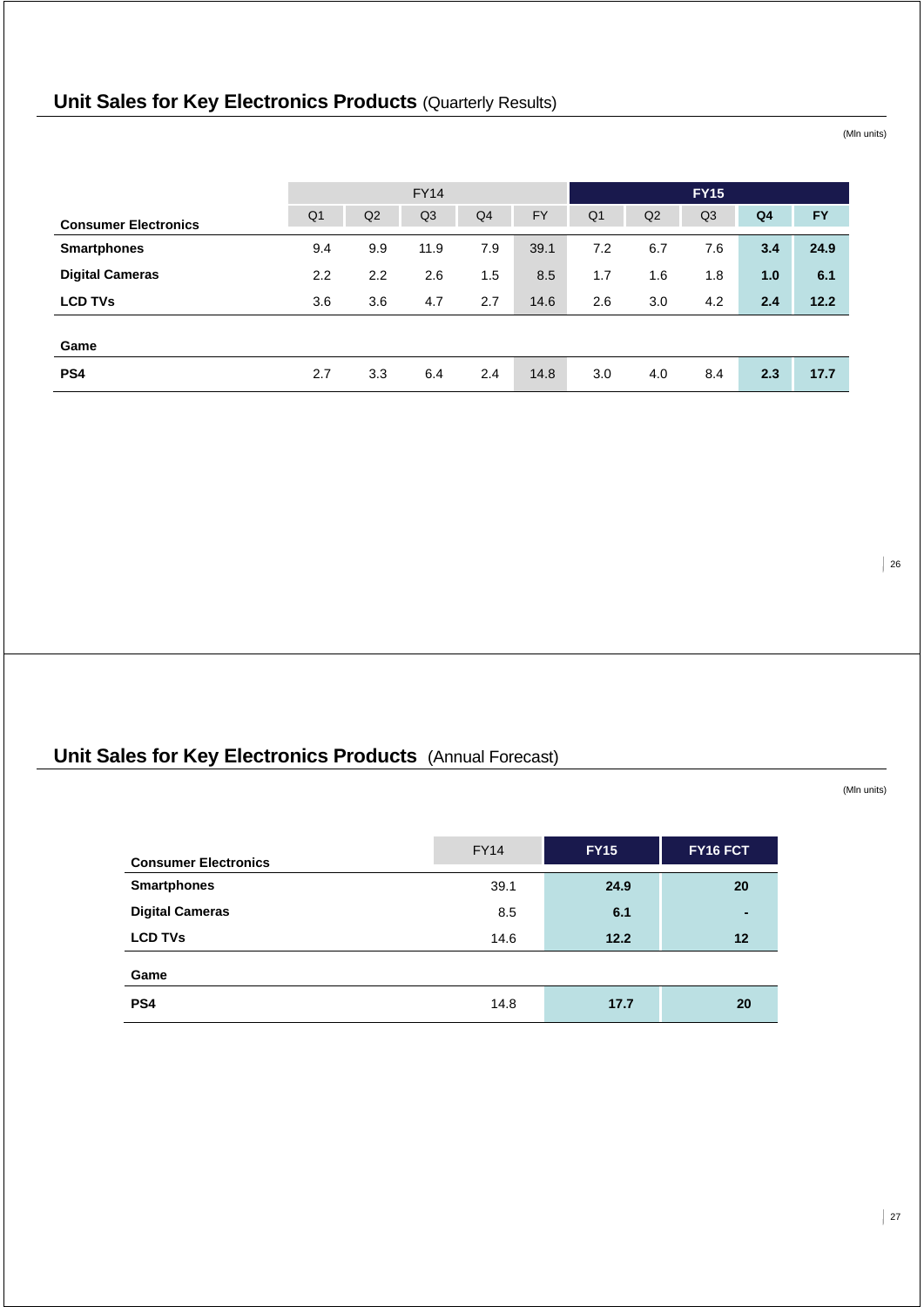## Unit Sales for Key Electronics Products (Quarterly Results)

(Mln units)

| | FY14 | | | | | FY15 | | | | |
|---|---|---|---|---|---|---|---|---|---|---|
| **Consumer Electronics** | Q1 | Q2 | Q3 | Q4 | FY | Q1 | Q2 | Q3 | **Q4** | **FY** |
| **Smartphones** | 9.4 | 9.9 | 11.9 | 7.9 | 39.1 | 7.2 | 6.7 | 7.6 | **3.4** | **24.9** |
| **Digital Cameras** | 2.2 | 2.2 | 2.6 | 1.5 | 8.5 | 1.7 | 1.6 | 1.8 | **1.0** | **6.1** |
| **LCD TVs** | 3.6 | 3.6 | 4.7 | 2.7 | 14.6 | 2.6 | 3.0 | 4.2 | **2.4** | **12.2** |
| **Game** | | | | | | | | | | |
| **PS4** | 2.7 | 3.3 | 6.4 | 2.4 | 14.8 | 3.0 | 4.0 | 8.4 | **2.3** | **17.7** |

## Unit Sales for Key Electronics Products (Annual Forecast)

(Mln units)

| **Consumer Electronics** | FY14 | **FY15** | **FY16 FCT** |
|---|---|---|---|
| **Smartphones** | 39.1 | **24.9** | **20** |
| **Digital Cameras** | 8.5 | **6.1** | **-** |
| **LCD TVs** | 14.6 | **12.2** | **12** |
| **Game** | | | |
| **PS4** | 14.8 | **17.7** | **20** |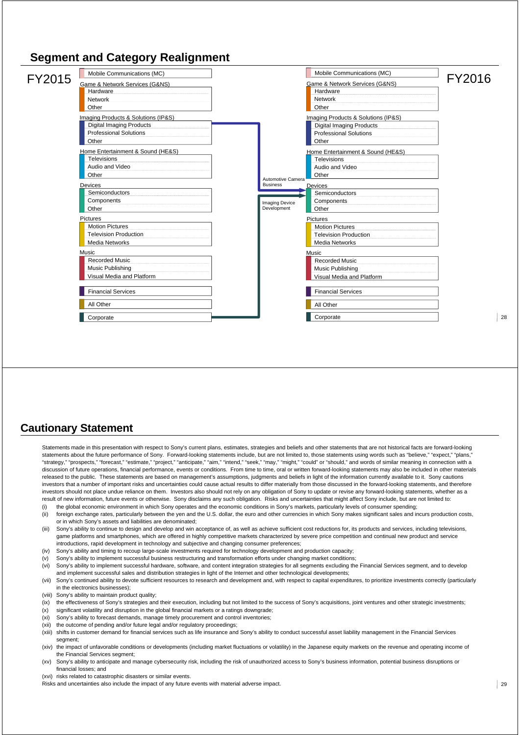## Segment and Category Realignment

FY2015

Mobile Communications (MC)

Game & Network Services (G&NS)
- Hardware
- Network
- Other

Imaging Products & Solutions (IP&S)
- Digital Imaging Products
- Professional Solutions
- Other

Home Entertainment & Sound (HE&S)
- Televisions
- Audio and Video
- Other

Devices
- Semiconductors
- Components
- Other

Pictures
- Motion Pictures
- Television Production
- Media Networks

Music
- Recorded Music
- Music Publishing
- Visual Media and Platform

Financial Services

All Other

Corporate

Automotive Camera Business

Imaging Device Development

FY2016

Mobile Communications (MC)

Game & Network Services (G&NS)
- Hardware
- Network
- Other

Imaging Products & Solutions (IP&S)
- Digital Imaging Products
- Professional Solutions
- Other

Home Entertainment & Sound (HE&S)
- Televisions
- Audio and Video
- Other

Devices
- Semiconductors
- Components
- Other

Pictures
- Motion Pictures
- Television Production
- Media Networks

Music
- Recorded Music
- Music Publishing
- Visual Media and Platform

Financial Services

All Other

Corporate

## Cautionary Statement

Statements made in this presentation with respect to Sony's current plans, estimates, strategies and beliefs and other statements that are not historical facts are forward-looking statements about the future performance of Sony. Forward-looking statements include, but are not limited to, those statements using words such as "believe," "expect," "plans," "strategy," "prospects," "forecast," "estimate," "project," "anticipate," "aim," "intend," "seek," "may," "might," "could" or "should," and words of similar meaning in connection with a discussion of future operations, financial performance, events or conditions. From time to time, oral or written forward-looking statements may also be included in other materials released to the public. These statements are based on management's assumptions, judgments and beliefs in light of the information currently available to it. Sony cautions investors that a number of important risks and uncertainties could cause actual results to differ materially from those discussed in the forward-looking statements, and therefore investors should not place undue reliance on them. Investors also should not rely on any obligation of Sony to update or revise any forward-looking statements, whether as a result of new information, future events or otherwise. Sony disclaims any such obligation. Risks and uncertainties that might affect Sony include, but are not limited to:

(i) the global economic environment in which Sony operates and the economic conditions in Sony's markets, particularly levels of consumer spending;
(ii) foreign exchange rates, particularly between the yen and the U.S. dollar, the euro and other currencies in which Sony makes significant sales and incurs production costs, or in which Sony's assets and liabilities are denominated;
(iii) Sony's ability to continue to design and develop and win acceptance of, as well as achieve sufficient cost reductions for, its products and services, including televisions, game platforms and smartphones, which are offered in highly competitive markets characterized by severe price competition and continual new product and service introductions, rapid development in technology and subjective and changing consumer preferences;
(iv) Sony's ability and timing to recoup large-scale investments required for technology development and production capacity;
(v) Sony's ability to implement successful business restructuring and transformation efforts under changing market conditions;
(vi) Sony's ability to implement successful hardware, software, and content integration strategies for all segments excluding the Financial Services segment, and to develop and implement successful sales and distribution strategies in light of the Internet and other technological developments;
(vii) Sony's continued ability to devote sufficient resources to research and development and, with respect to capital expenditures, to prioritize investments correctly (particularly in the electronics businesses);
(viii) Sony's ability to maintain product quality;
(ix) the effectiveness of Sony's strategies and their execution, including but not limited to the success of Sony's acquisitions, joint ventures and other strategic investments;
(x) significant volatility and disruption in the global financial markets or a ratings downgrade;
(xi) Sony's ability to forecast demands, manage timely procurement and control inventories;
(xii) the outcome of pending and/or future legal and/or regulatory proceedings;
(xiii) shifts in customer demand for financial services such as life insurance and Sony's ability to conduct successful asset liability management in the Financial Services segment;
(xiv) the impact of unfavorable conditions or developments (including market fluctuations or volatility) in the Japanese equity markets on the revenue and operating income of the Financial Services segment;
(xv) Sony's ability to anticipate and manage cybersecurity risk, including the risk of unauthorized access to Sony's business information, potential business disruptions or financial losses; and
(xvi) risks related to catastrophic disasters or similar events.

Risks and uncertainties also include the impact of any future events with material adverse impact.